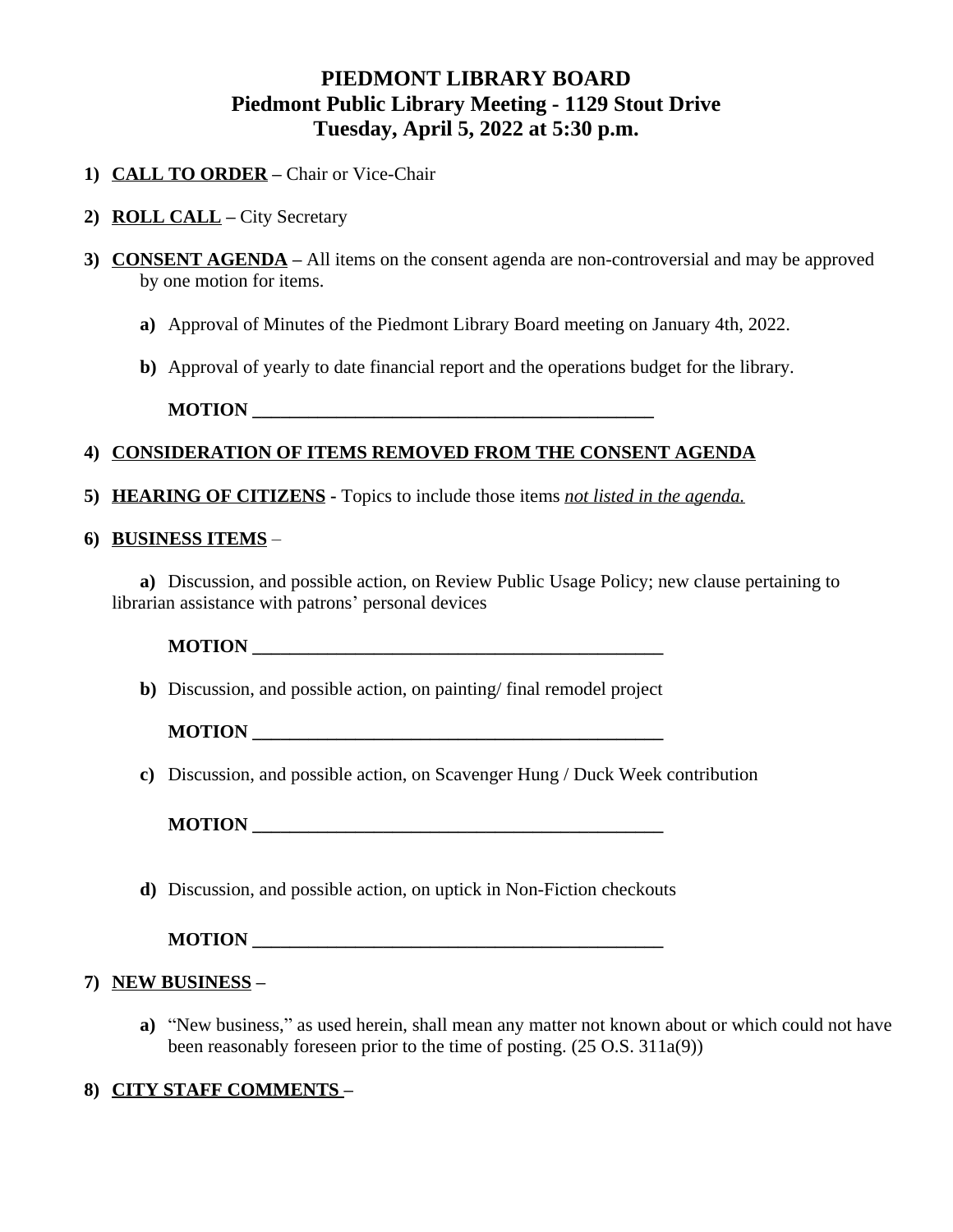# PIEDMONT LIBRARY BOARD
## Piedmont Public Library Meeting - 1129 Stout Drive
## Tuesday, April 5, 2022 at 5:30 p.m.

1) **CALL TO ORDER** – Chair or Vice-Chair

2) **ROLL CALL** – City Secretary

3) **CONSENT AGENDA** – All items on the consent agenda are non-controversial and may be approved by one motion for items.

   a) Approval of Minutes of the Piedmont Library Board meeting on January 4th, 2022.

   b) Approval of yearly to date financial report and the operations budget for the library.

   **MOTION \_\_\_\_\_\_\_\_\_\_\_\_\_\_\_\_\_\_\_\_\_\_\_\_\_\_\_\_\_\_\_\_\_\_\_\_\_\_\_\_\_\_\_\_**

4) **CONSIDERATION OF ITEMS REMOVED FROM THE CONSENT AGENDA**

5) **HEARING OF CITIZENS** - Topics to include those items *not listed in the agenda.*

6) **BUSINESS ITEMS** –

   a) Discussion, and possible action, on Review Public Usage Policy; new clause pertaining to librarian assistance with patrons' personal devices

   **MOTION \_\_\_\_\_\_\_\_\_\_\_\_\_\_\_\_\_\_\_\_\_\_\_\_\_\_\_\_\_\_\_\_\_\_\_\_\_\_\_\_\_\_\_\_**

   b) Discussion, and possible action, on painting/ final remodel project

   **MOTION \_\_\_\_\_\_\_\_\_\_\_\_\_\_\_\_\_\_\_\_\_\_\_\_\_\_\_\_\_\_\_\_\_\_\_\_\_\_\_\_\_\_\_\_**

   c) Discussion, and possible action, on Scavenger Hung / Duck Week contribution

   **MOTION \_\_\_\_\_\_\_\_\_\_\_\_\_\_\_\_\_\_\_\_\_\_\_\_\_\_\_\_\_\_\_\_\_\_\_\_\_\_\_\_\_\_\_\_**

   d) Discussion, and possible action, on uptick in Non-Fiction checkouts

   **MOTION \_\_\_\_\_\_\_\_\_\_\_\_\_\_\_\_\_\_\_\_\_\_\_\_\_\_\_\_\_\_\_\_\_\_\_\_\_\_\_\_\_\_\_\_**

7) **NEW BUSINESS** –

   a) "New business," as used herein, shall mean any matter not known about or which could not have been reasonably foreseen prior to the time of posting. (25 O.S. 311a(9))

8) **CITY STAFF COMMENTS** –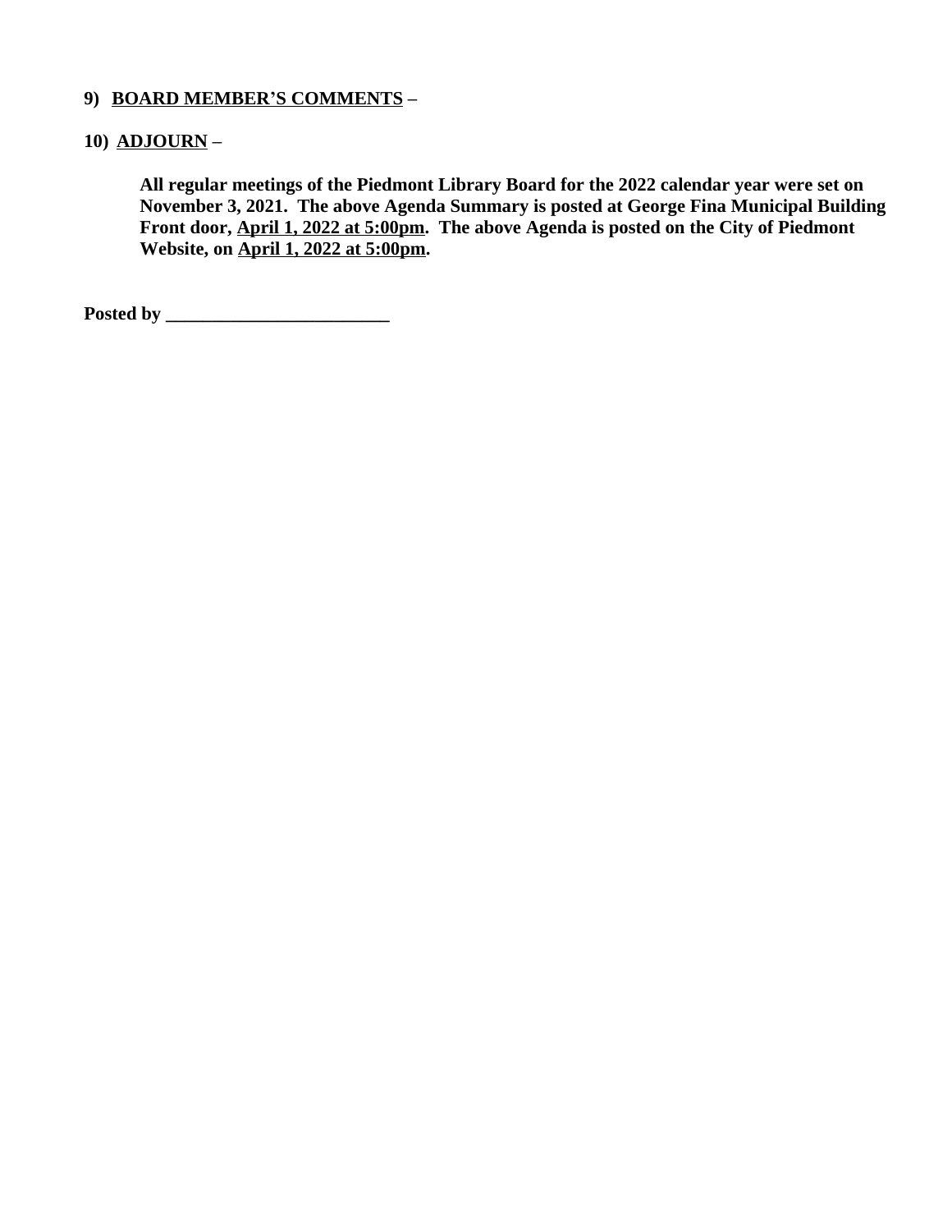**9) <u>BOARD MEMBER'S COMMENTS</u> –**

**10) <u>ADJOURN</u> –**

**All regular meetings of the Piedmont Library Board for the 2022 calendar year were set on November 3, 2021. The above Agenda Summary is posted at George Fina Municipal Building Front door, <u>April 1, 2022 at 5:00pm</u>. The above Agenda is posted on the City of Piedmont Website, on <u>April 1, 2022 at 5:00pm</u>.**

**Posted by _________________________**